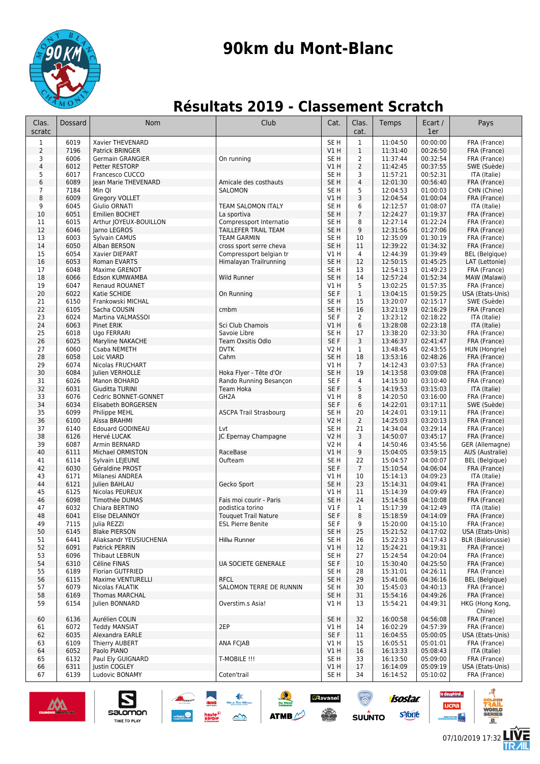# 90km du Mont-Blanc

## Résultats 2019 - Classement Scratch

| Clas. scratc | Dossard | Nom | Club | Cat. | Clas. cat. | Temps | Ecart / 1er | Pays |
|---|---|---|---|---|---|---|---|---|
| 1 | 6019 | Xavier THEVENARD | | SE H | 1 | 11:04:50 | 00:00:00 | FRA (France) |
| 2 | 7196 | Patrick BRINGER | | V1 H | 1 | 11:31:40 | 00:26:50 | FRA (France) |
| 3 | 6006 | Germain GRANGIER | On running | SE H | 2 | 11:37:44 | 00:32:54 | FRA (France) |
| 4 | 6012 | Petter RESTORP | | V1 H | 2 | 11:42:45 | 00:37:55 | SWE (Suède) |
| 5 | 6017 | Francesco CUCCO | | SE H | 3 | 11:57:21 | 00:52:31 | ITA (Italie) |
| 6 | 6089 | Jean Marie THEVENARD | Amicale des costhauts | SE H | 4 | 12:01:30 | 00:56:40 | FRA (France) |
| 7 | 7184 | Min QI | SALOMON | SE H | 5 | 12:04:53 | 01:00:03 | CHN (Chine) |
| 8 | 6009 | Gregory VOLLET | | V1 H | 3 | 12:04:54 | 01:00:04 | FRA (France) |
| 9 | 6045 | Giulio ORNATI | TEAM SALOMON ITALY | SE H | 6 | 12:12:57 | 01:08:07 | ITA (Italie) |
| 10 | 6051 | Emilien BOCHET | La sportiva | SE H | 7 | 12:24:27 | 01:19:37 | FRA (France) |
| 11 | 6015 | Arthur JOYEUX-BOUILLON | Compressport Internatio | SE H | 8 | 12:27:14 | 01:22:24 | FRA (France) |
| 12 | 6046 | Jarno LEGROS | TAILLEFER TRAIL TEAM | SE H | 9 | 12:31:56 | 01:27:06 | FRA (France) |
| 13 | 6003 | Sylvain CAMUS | TEAM GARMIN | SE H | 10 | 12:35:09 | 01:30:19 | FRA (France) |
| 14 | 6050 | Alban BERSON | cross sport serre cheva | SE H | 11 | 12:39:22 | 01:34:32 | FRA (France) |
| 15 | 6054 | Xavier DIEPART | Compressport belgian tr | V1 H | 4 | 12:44:39 | 01:39:49 | BEL (Belgique) |
| 16 | 6053 | Roman EVARTS | Himalayan Trailrunning | SE H | 12 | 12:50:15 | 01:45:25 | LAT (Lettonie) |
| 17 | 6048 | Maxime GRENOT | | SE H | 13 | 12:54:13 | 01:49:23 | FRA (France) |
| 18 | 6066 | Edson KUMWAMBA | Wild Runner | SE H | 14 | 12:57:24 | 01:52:34 | MAW (Malawi) |
| 19 | 6047 | Renaud ROUANET | | V1 H | 5 | 13:02:25 | 01:57:35 | FRA (France) |
| 20 | 6022 | Katie SCHIDE | On Running | SE F | 1 | 13:04:15 | 01:59:25 | USA (Etats-Unis) |
| 21 | 6150 | Frankowski MICHAL | | SE H | 15 | 13:20:07 | 02:15:17 | SWE (Suède) |
| 22 | 6105 | Sacha COUSIN | cmbm | SE H | 16 | 13:21:19 | 02:16:29 | FRA (France) |
| 23 | 6024 | Martina VALMASSOI | | SE F | 2 | 13:23:12 | 02:18:22 | ITA (Italie) |
| 24 | 6063 | Pinet ERIK | Sci Club Chamois | V1 H | 6 | 13:28:08 | 02:23:18 | ITA (Italie) |
| 25 | 6018 | Ugo FERRARI | Savoie Libre | SE H | 17 | 13:38:20 | 02:33:30 | FRA (France) |
| 26 | 6025 | Maryline NAKACHE | Team Oxsitis Odlo | SE F | 3 | 13:46:37 | 02:41:47 | FRA (France) |
| 27 | 6060 | Csaba NEMETH | DVTK | V2 H | 1 | 13:48:45 | 02:43:55 | HUN (Hongrie) |
| 28 | 6058 | Loic VIARD | Cahm | SE H | 18 | 13:53:16 | 02:48:26 | FRA (France) |
| 29 | 6074 | Nicolas FRUCHART | | V1 H | 7 | 14:12:43 | 03:07:53 | FRA (France) |
| 30 | 6084 | Julien VERHOLLE | Hoka Flyer - Tête d'Or | SE H | 19 | 14:13:58 | 03:09:08 | FRA (France) |
| 31 | 6026 | Manon BOHARD | Rando Running Besançon | SE F | 4 | 14:15:30 | 03:10:40 | FRA (France) |
| 32 | 6031 | Giuditta TURINI | Team Hoka | SE F | 5 | 14:19:53 | 03:15:03 | ITA (Italie) |
| 33 | 6076 | Cedric BONNET-GONNET | GH2A | V1 H | 8 | 14:20:50 | 03:16:00 | FRA (France) |
| 34 | 6034 | Elisabeth BORGERSEN | | SE F | 6 | 14:22:01 | 03:17:11 | SWE (Suède) |
| 35 | 6099 | Philippe MEHL | ASCPA Trail Strasbourg | SE H | 20 | 14:24:01 | 03:19:11 | FRA (France) |
| 36 | 6100 | Aïssa BRAHMI | | V2 H | 2 | 14:25:03 | 03:20:13 | FRA (France) |
| 37 | 6140 | Edouard GODINEAU | Lvt | SE H | 21 | 14:34:04 | 03:29:14 | FRA (France) |
| 38 | 6126 | Hervé LUCAK | JC Epernay Champagne | V2 H | 3 | 14:50:07 | 03:45:17 | FRA (France) |
| 39 | 6087 | Armin BERNARD | | V2 H | 4 | 14:50:46 | 03:45:56 | GER (Allemagne) |
| 40 | 6111 | Michael ORMISTON | RaceBase | V1 H | 9 | 15:04:05 | 03:59:15 | AUS (Australie) |
| 41 | 6114 | Sylvain LEJEUNE | Oufteam | SE H | 22 | 15:04:57 | 04:00:07 | BEL (Belgique) |
| 42 | 6030 | Géraldine PROST | | SE F | 7 | 15:10:54 | 04:06:04 | FRA (France) |
| 43 | 6171 | Milanesi ANDREA | | V1 H | 10 | 15:14:13 | 04:09:23 | ITA (Italie) |
| 44 | 6121 | Julien BAHLAU | Gecko Sport | SE H | 23 | 15:14:31 | 04:09:41 | FRA (France) |
| 45 | 6125 | Nicolas PEUREUX | | V1 H | 11 | 15:14:39 | 04:09:49 | FRA (France) |
| 46 | 6098 | Timothée DUMAS | Fais moi courir - Paris | SE H | 24 | 15:14:58 | 04:10:08 | FRA (France) |
| 47 | 6032 | Chiara BERTINO | podistica torino | V1 F | 1 | 15:17:39 | 04:12:49 | ITA (Italie) |
| 48 | 6041 | Elise DELANNOY | Touquet Trail Nature | SE F | 8 | 15:18:59 | 04:14:09 | FRA (France) |
| 49 | 7115 | Julia REZZI | ESL Pierre Benite | SE F | 9 | 15:20:00 | 04:15:10 | FRA (France) |
| 50 | 6145 | Blake PIERSON | | SE H | 25 | 15:21:52 | 04:17:02 | USA (Etats-Unis) |
| 51 | 6441 | Aliaksandr YEUSIUCHENIA | Hillы Runner | SE H | 26 | 15:22:33 | 04:17:43 | BLR (Biélorussie) |
| 52 | 6091 | Patrick PERRIN | | V1 H | 12 | 15:24:21 | 04:19:31 | FRA (France) |
| 53 | 6096 | Thibaut LEBRUN | | SE H | 27 | 15:24:54 | 04:20:04 | FRA (France) |
| 54 | 6310 | Céline FINAS | UA SOCIETE GENERALE | SE F | 10 | 15:30:40 | 04:25:50 | FRA (France) |
| 55 | 6189 | Florian GUTFRIED | | SE H | 28 | 15:31:01 | 04:26:11 | FRA (France) |
| 56 | 6115 | Maxime VENTURELLI | RFCL | SE H | 29 | 15:41:06 | 04:36:16 | BEL (Belgique) |
| 57 | 6079 | Nicolas FALATIK | SALOMON TERRE DE RUNNIN | SE H | 30 | 15:45:03 | 04:40:13 | FRA (France) |
| 58 | 6169 | Thomas MARCHAL | | SE H | 31 | 15:54:16 | 04:49:26 | FRA (France) |
| 59 | 6154 | Julien BONNARD | Overstim.s Asia! | V1 H | 13 | 15:54:21 | 04:49:31 | HKG (Hong Kong, Chine) |
| 60 | 6136 | Aurélien COLIN | | SE H | 32 | 16:00:58 | 04:56:08 | FRA (France) |
| 61 | 6072 | Teddy MANSIAT | 2EP | V1 H | 14 | 16:02:29 | 04:57:39 | FRA (France) |
| 62 | 6035 | Alexandra EARLE | | SE F | 11 | 16:04:55 | 05:00:05 | USA (Etats-Unis) |
| 63 | 6109 | Thierry AUBERT | ANA FCJAB | V1 H | 15 | 16:05:51 | 05:01:01 | FRA (France) |
| 64 | 6052 | Paolo PIANO | | V1 H | 16 | 16:13:33 | 05:08:43 | ITA (Italie) |
| 65 | 6132 | Paul Ely GUIGNARD | T-MOBILE !!! | SE H | 33 | 16:13:50 | 05:09:00 | FRA (France) |
| 66 | 6311 | Justin COGLEY | | V1 H | 17 | 16:14:09 | 05:09:19 | USA (Etats-Unis) |
| 67 | 6139 | Ludovic BONAMY | Coten'trail | SE H | 34 | 16:14:52 | 05:10:02 | FRA (France) |

07/10/2019 17:32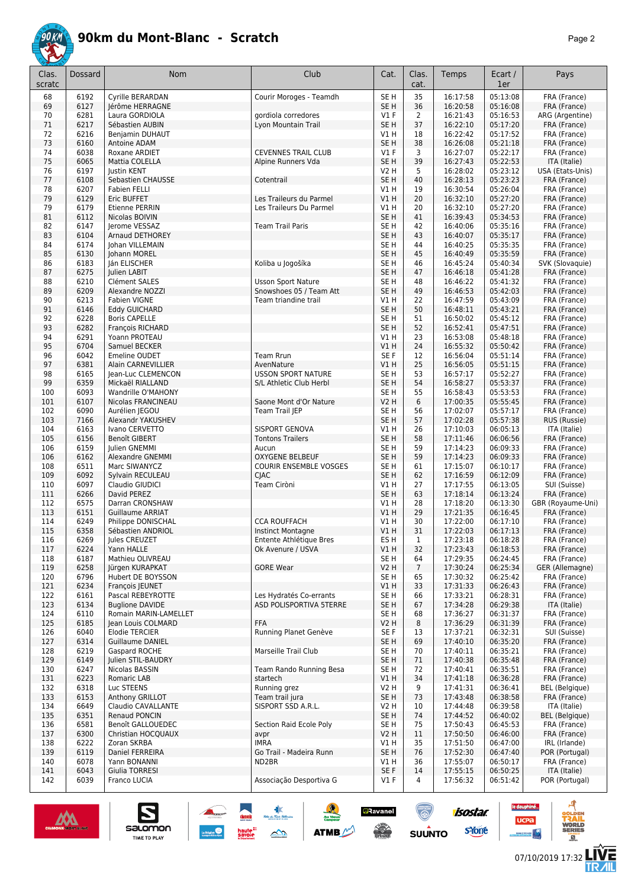# 90km du Mont-Blanc - Scratch

| Clas. scratc | Dossard | Nom | Club | Cat. | Clas. cat. | Temps | Ecart / 1er | Pays |
|---|---|---|---|---|---|---|---|---|
| 68 | 6192 | Cyrille BERARDAN | Courir Moroges - Teamdh | SE H | 35 | 16:17:58 | 05:13:08 | FRA (France) |
| 69 | 6127 | Jérôme HERRAGNE | | SE H | 36 | 16:20:58 | 05:16:08 | FRA (France) |
| 70 | 6281 | Laura GORDIOLA | gordiola corredores | V1 F | 2 | 16:21:43 | 05:16:53 | ARG (Argentine) |
| 71 | 6217 | Sébastien AUBIN | Lyon Mountain Trail | SE H | 37 | 16:22:10 | 05:17:20 | FRA (France) |
| 72 | 6216 | Benjamin DUHAUT | | V1 H | 18 | 16:22:42 | 05:17:52 | FRA (France) |
| 73 | 6160 | Antoine ADAM | | SE H | 38 | 16:26:08 | 05:21:18 | FRA (France) |
| 74 | 6038 | Roxane ARDIET | CEVENNES TRAIL CLUB | V1 F | 3 | 16:27:07 | 05:22:17 | FRA (France) |
| 75 | 6065 | Mattia COLELLA | Alpine Runners Vda | SE H | 39 | 16:27:43 | 05:22:53 | ITA (Italie) |
| 76 | 6197 | Justin KENT | | V2 H | 5 | 16:28:02 | 05:23:12 | USA (Etats-Unis) |
| 77 | 6108 | Sebastien CHAUSSE | Cotentrail | SE H | 40 | 16:28:13 | 05:23:23 | FRA (France) |
| 78 | 6207 | Fabien FELLI | | V1 H | 19 | 16:30:54 | 05:26:04 | FRA (France) |
| 79 | 6129 | Eric BUFFET | Les Traileurs du Parmel | V1 H | 20 | 16:32:10 | 05:27:20 | FRA (France) |
| 79 | 6179 | Etienne PERRIN | Les Traileurs Du Parmel | V1 H | 20 | 16:32:10 | 05:27:20 | FRA (France) |
| 81 | 6112 | Nicolas BOIVIN | | SE H | 41 | 16:39:43 | 05:34:53 | FRA (France) |
| 82 | 6147 | Jerome VESSAZ | Team Trail Paris | SE H | 42 | 16:40:06 | 05:35:16 | FRA (France) |
| 83 | 6104 | Arnaud DETHOREY | | SE H | 43 | 16:40:07 | 05:35:17 | FRA (France) |
| 84 | 6174 | Johan VILLEMAIN | | SE H | 44 | 16:40:25 | 05:35:35 | FRA (France) |
| 85 | 6130 | Johann MOREL | | SE H | 45 | 16:40:49 | 05:35:59 | FRA (France) |
| 86 | 6183 | Ján ELISCHER | Koliba u Jogošíka | SE H | 46 | 16:45:24 | 05:40:34 | SVK (Slovaquie) |
| 87 | 6275 | Julien LABIT | | SE H | 47 | 16:46:18 | 05:41:28 | FRA (France) |
| 88 | 6210 | Clément SALES | Usson Sport Nature | SE H | 48 | 16:46:22 | 05:41:32 | FRA (France) |
| 89 | 6209 | Alexandre NOZZI | Snowshoes 05 / Team Att | SE H | 49 | 16:46:53 | 05:42:03 | FRA (France) |
| 90 | 6213 | Fabien VIGNE | Team triandine trail | V1 H | 22 | 16:47:59 | 05:43:09 | FRA (France) |
| 91 | 6146 | Eddy GUICHARD | | SE H | 50 | 16:48:11 | 05:43:21 | FRA (France) |
| 92 | 6228 | Boris CAPELLE | | SE H | 51 | 16:50:02 | 05:45:12 | FRA (France) |
| 93 | 6282 | François RICHARD | | SE H | 52 | 16:52:41 | 05:47:51 | FRA (France) |
| 94 | 6291 | Yoann PROTEAU | | V1 H | 23 | 16:53:08 | 05:48:18 | FRA (France) |
| 95 | 6704 | Samuel BECKER | | V1 H | 24 | 16:55:32 | 05:50:42 | FRA (France) |
| 96 | 6042 | Emeline OUDET | Team Rrun | SE F | 12 | 16:56:04 | 05:51:14 | FRA (France) |
| 97 | 6381 | Alain CARNEVILLIER | AvenNature | V1 H | 25 | 16:56:05 | 05:51:15 | FRA (France) |
| 98 | 6165 | Jean-Luc CLEMENCON | USSON SPORT NATURE | SE H | 53 | 16:57:17 | 05:52:27 | FRA (France) |
| 99 | 6359 | Mickaël RIALLAND | S/L Athletic Club Herbl | SE H | 54 | 16:58:27 | 05:53:37 | FRA (France) |
| 100 | 6093 | Wandrille O'MAHONY | | SE H | 55 | 16:58:43 | 05:53:53 | FRA (France) |
| 101 | 6107 | Nicolas FRANCINEAU | Saone Mont d'Or Nature | V2 H | 6 | 17:00:35 | 05:55:45 | FRA (France) |
| 102 | 6090 | Aurélien JEGOU | Team Trail JEP | SE H | 56 | 17:02:07 | 05:57:17 | FRA (France) |
| 103 | 7166 | Alexandr YAKUSHEV | | SE H | 57 | 17:02:28 | 05:57:38 | RUS (Russie) |
| 104 | 6163 | Ivano CERVETTO | SISPORT GENOVA | V1 H | 26 | 17:10:03 | 06:05:13 | ITA (Italie) |
| 105 | 6156 | Benoît GIBERT | Tontons Trailers | SE H | 58 | 17:11:46 | 06:06:56 | FRA (France) |
| 106 | 6159 | Julien GNEMMI | Aucun | SE H | 59 | 17:14:23 | 06:09:33 | FRA (France) |
| 106 | 6162 | Alexandre GNEMMI | OXYGENE BELBEUF | SE H | 59 | 17:14:23 | 06:09:33 | FRA (France) |
| 108 | 6511 | Marc SIWANYCZ | COURIR ENSEMBLE VOSGES | SE H | 61 | 17:15:07 | 06:10:17 | FRA (France) |
| 109 | 6092 | Sylvain RECULEAU | CJAC | SE H | 62 | 17:16:59 | 06:12:09 | FRA (France) |
| 110 | 6097 | Claudio GIUDICI | Team Ciròni | V1 H | 27 | 17:17:55 | 06:13:05 | SUI (Suisse) |
| 111 | 6266 | David PEREZ | | SE H | 63 | 17:18:14 | 06:13:24 | FRA (France) |
| 112 | 6575 | Darran CRONSHAW | | V1 H | 28 | 17:18:20 | 06:13:30 | GBR (Royaume-Uni) |
| 113 | 6151 | Guillaume ARRIAT | | V1 H | 29 | 17:21:35 | 06:16:45 | FRA (France) |
| 114 | 6249 | Philippe DONISCHAL | CCA ROUFFACH | V1 H | 30 | 17:22:00 | 06:17:10 | FRA (France) |
| 115 | 6358 | Sébastien ANDRIOL | Instinct Montagne | V1 H | 31 | 17:22:03 | 06:17:13 | FRA (France) |
| 116 | 6269 | Jules CREUZET | Entente Athlétique Bres | ES H | 1 | 17:23:18 | 06:18:28 | FRA (France) |
| 117 | 6224 | Yann HALLE | Ok Avenure / USVA | V1 H | 32 | 17:23:43 | 06:18:53 | FRA (France) |
| 118 | 6187 | Mathieu OLIVREAU | | SE H | 64 | 17:29:35 | 06:24:45 | FRA (France) |
| 119 | 6258 | Jürgen KURAPKAT | GORE Wear | V2 H | 7 | 17:30:24 | 06:25:34 | GER (Allemagne) |
| 120 | 6796 | Hubert DE BOYSSON | | SE H | 65 | 17:30:32 | 06:25:42 | FRA (France) |
| 121 | 6234 | François JEUNET | | V1 H | 33 | 17:31:33 | 06:26:43 | FRA (France) |
| 122 | 6161 | Pascal REBEYROTTE | Les Hydratés Co-errants | SE H | 66 | 17:33:21 | 06:28:31 | FRA (France) |
| 123 | 6134 | Buglione DAVIDE | ASD POLISPORTIVA 5TERRE | SE H | 67 | 17:34:28 | 06:29:38 | ITA (Italie) |
| 124 | 6110 | Romain MARIN-LAMELLET | | SE H | 68 | 17:36:27 | 06:31:37 | FRA (France) |
| 125 | 6185 | Jean Louis COLMARD | FFA | V2 H | 8 | 17:36:29 | 06:31:39 | FRA (France) |
| 126 | 6040 | Elodie TERCIER | Running Planet Genève | SE F | 13 | 17:37:21 | 06:32:31 | SUI (Suisse) |
| 127 | 6314 | Guillaume DANIEL | | SE H | 69 | 17:40:10 | 06:35:20 | FRA (France) |
| 128 | 6219 | Gaspard ROCHE | Marseille Trail Club | SE H | 70 | 17:40:11 | 06:35:21 | FRA (France) |
| 129 | 6149 | Julien STIL-BAUDRY | | SE H | 71 | 17:40:38 | 06:35:48 | FRA (France) |
| 130 | 6247 | Nicolas BASSIN | Team Rando Running Besa | SE H | 72 | 17:40:41 | 06:35:51 | FRA (France) |
| 131 | 6223 | Romaric LAB | startech | V1 H | 34 | 17:41:18 | 06:36:28 | FRA (France) |
| 132 | 6318 | Luc STEENS | Running grez | V2 H | 9 | 17:41:31 | 06:36:41 | BEL (Belgique) |
| 133 | 6153 | Anthony GRILLOT | Team trail jura | SE H | 73 | 17:43:48 | 06:38:58 | FRA (France) |
| 134 | 6649 | Claudio CAVALLANTE | SISPORT SSD A.R.L. | V2 H | 10 | 17:44:48 | 06:39:58 | ITA (Italie) |
| 135 | 6351 | Renaud PONCIN | | SE H | 74 | 17:44:52 | 06:40:02 | BEL (Belgique) |
| 136 | 6581 | Benoît GALLOUEDEC | Section Raid Ecole Poly | SE H | 75 | 17:50:43 | 06:45:53 | FRA (France) |
| 137 | 6300 | Christian HOCQUAUX | avpr | V2 H | 11 | 17:50:50 | 06:46:00 | FRA (France) |
| 138 | 6222 | Zoran SKRBA | IMRA | V1 H | 35 | 17:51:50 | 06:47:00 | IRL (Irlande) |
| 139 | 6119 | Daniel FERREIRA | Go Trail - Madeira Runn | SE H | 76 | 17:52:30 | 06:47:40 | POR (Portugal) |
| 140 | 6078 | Yann BONANNI | ND2BR | V1 H | 36 | 17:55:07 | 06:50:17 | FRA (France) |
| 141 | 6043 | Giulia TORRESI | | SE F | 14 | 17:55:15 | 06:50:25 | ITA (Italie) |
| 142 | 6039 | Franco LUCIA | Associação Desportiva G | V1 F | 4 | 17:56:32 | 06:51:42 | POR (Portugal) |

07/10/2019 17:32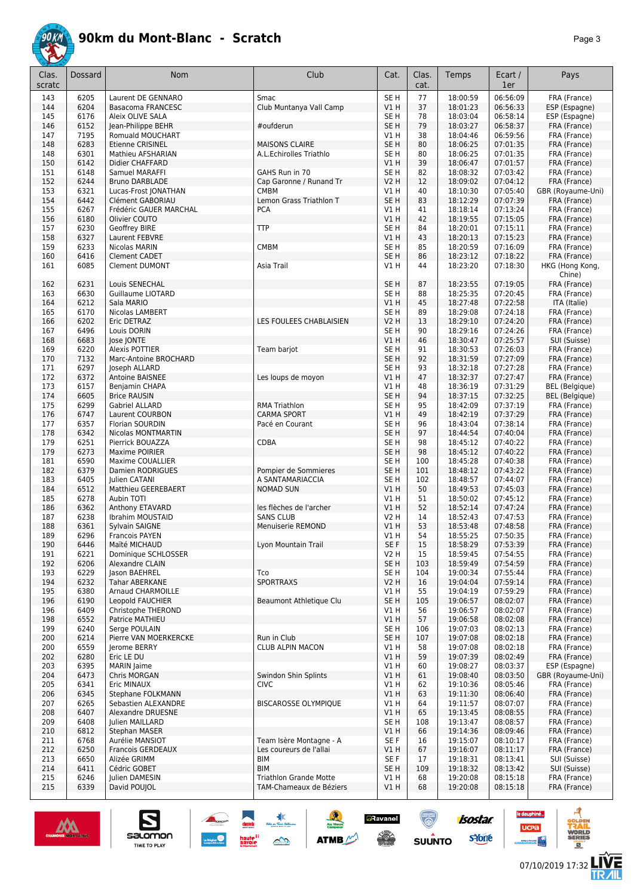# 90km du Mont-Blanc - Scratch

| Clas. scratc | Dossard | Nom | Club | Cat. | Clas. cat. | Temps | Ecart / 1er | Pays |
|---|---|---|---|---|---|---|---|---|
| 143 | 6205 | Laurent DE GENNARO | Smac | SE H | 77 | 18:00:59 | 06:56:09 | FRA (France) |
| 144 | 6204 | Basacoma FRANCESC | Club Muntanya Vall Camp | V1 H | 37 | 18:01:23 | 06:56:33 | ESP (Espagne) |
| 145 | 6176 | Aleix OLIVE SALA | | SE H | 78 | 18:03:04 | 06:58:14 | ESP (Espagne) |
| 146 | 6152 | Jean-Philippe BEHR | #oufderun | SE H | 79 | 18:03:27 | 06:58:37 | FRA (France) |
| 147 | 7195 | Romuald MOUCHART | | V1 H | 38 | 18:04:46 | 06:59:56 | FRA (France) |
| 148 | 6283 | Etienne CRISINEL | MAISONS CLAIRE | SE H | 80 | 18:06:25 | 07:01:35 | FRA (France) |
| 148 | 6301 | Mathieu AFSHARIAN | A.L.Echirolles Triathlo | SE H | 80 | 18:06:25 | 07:01:35 | FRA (France) |
| 150 | 6142 | Didier CHAFFARD | | V1 H | 39 | 18:06:47 | 07:01:57 | FRA (France) |
| 151 | 6148 | Samuel MARAFFI | GAHS Run in 70 | SE H | 82 | 18:08:32 | 07:03:42 | FRA (France) |
| 152 | 6244 | Bruno DARBLADE | Cap Garonne / Runand Tr | V2 H | 12 | 18:09:02 | 07:04:12 | FRA (France) |
| 153 | 6321 | Lucas-Frost JONATHAN | CMBM | V1 H | 40 | 18:10:30 | 07:05:40 | GBR (Royaume-Uni) |
| 154 | 6442 | Clément GABORIAU | Lemon Grass Triathlon T | SE H | 83 | 18:12:29 | 07:07:39 | FRA (France) |
| 155 | 6267 | Frédéric GAUER MARCHAL | PCA | V1 H | 41 | 18:18:14 | 07:13:24 | FRA (France) |
| 156 | 6180 | Olivier COUTO | | V1 H | 42 | 18:19:55 | 07:15:05 | FRA (France) |
| 157 | 6230 | Geoffrey BIRE | TTP | SE H | 84 | 18:20:01 | 07:15:11 | FRA (France) |
| 158 | 6327 | Laurent FEBVRE | | V1 H | 43 | 18:20:13 | 07:15:23 | FRA (France) |
| 159 | 6233 | Nicolas MARIN | CMBM | SE H | 85 | 18:20:59 | 07:16:09 | FRA (France) |
| 160 | 6416 | Clement CADET | | SE H | 86 | 18:23:12 | 07:18:22 | FRA (France) |
| 161 | 6085 | Clement DUMONT | Asia Trail | V1 H | 44 | 18:23:20 | 07:18:30 | HKG (Hong Kong, Chine) |
| 162 | 6231 | Louis SENECHAL | | SE H | 87 | 18:23:55 | 07:19:05 | FRA (France) |
| 163 | 6630 | Guillaume LIOTARD | | SE H | 88 | 18:25:35 | 07:20:45 | FRA (France) |
| 164 | 6212 | Sala MARIO | | V1 H | 45 | 18:27:48 | 07:22:58 | ITA (Italie) |
| 165 | 6170 | Nicolas LAMBERT | | SE H | 89 | 18:29:08 | 07:24:18 | FRA (France) |
| 166 | 6202 | Eric DETRAZ | LES FOULEES CHABLAISIEN | V2 H | 13 | 18:29:10 | 07:24:20 | FRA (France) |
| 167 | 6496 | Louis DORIN | | SE H | 90 | 18:29:16 | 07:24:26 | FRA (France) |
| 168 | 6683 | Jose JONTE | | V1 H | 46 | 18:30:47 | 07:25:57 | SUI (Suisse) |
| 169 | 6220 | Alexis POTTIER | Team barjot | SE H | 91 | 18:30:53 | 07:26:03 | FRA (France) |
| 170 | 7132 | Marc-Antoine BROCHARD | | SE H | 92 | 18:31:59 | 07:27:09 | FRA (France) |
| 171 | 6297 | Joseph ALLARD | | SE H | 93 | 18:32:18 | 07:27:28 | FRA (France) |
| 172 | 6372 | Antoine BAISNEE | Les loups de moyon | V1 H | 47 | 18:32:37 | 07:27:47 | FRA (France) |
| 173 | 6157 | Benjamin CHAPA | | V1 H | 48 | 18:36:19 | 07:31:29 | BEL (Belgique) |
| 174 | 6605 | Brice RAUSIN | | SE H | 94 | 18:37:15 | 07:32:25 | BEL (Belgique) |
| 175 | 6299 | Gabriel ALLARD | RMA Triathlon | SE H | 95 | 18:42:09 | 07:37:19 | FRA (France) |
| 176 | 6747 | Laurent COURBON | CARMA SPORT | V1 H | 49 | 18:42:19 | 07:37:29 | FRA (France) |
| 177 | 6357 | Florian SOURDIN | Pacé en Courant | SE H | 96 | 18:43:04 | 07:38:14 | FRA (France) |
| 178 | 6342 | Nicolas MONTMARTIN | | SE H | 97 | 18:44:54 | 07:40:04 | FRA (France) |
| 179 | 6251 | Pierrick BOUAZZA | CDBA | SE H | 98 | 18:45:12 | 07:40:22 | FRA (France) |
| 179 | 6273 | Maxime POIRIER | | SE H | 98 | 18:45:12 | 07:40:22 | FRA (France) |
| 181 | 6590 | Maxime COUALLIER | | SE H | 100 | 18:45:28 | 07:40:38 | FRA (France) |
| 182 | 6379 | Damien RODRIGUES | Pompier de Sommieres | SE H | 101 | 18:48:12 | 07:43:22 | FRA (France) |
| 183 | 6405 | Julien CATANI | A SANTAMARIACCIA | SE H | 102 | 18:48:57 | 07:44:07 | FRA (France) |
| 184 | 6512 | Matthieu GEEREBAERT | NOMAD SUN | V1 H | 50 | 18:49:53 | 07:45:03 | FRA (France) |
| 185 | 6278 | Aubin TOTI | | V1 H | 51 | 18:50:02 | 07:45:12 | FRA (France) |
| 186 | 6362 | Anthony ETAVARD | les flèches de l'archer | V1 H | 52 | 18:52:14 | 07:47:24 | FRA (France) |
| 187 | 6238 | Ibrahim MOUSTAID | SANS CLUB | V2 H | 14 | 18:52:43 | 07:47:53 | FRA (France) |
| 188 | 6361 | Sylvain SAIGNE | Menuiserie REMOND | V1 H | 53 | 18:53:48 | 07:48:58 | FRA (France) |
| 189 | 6296 | Francois PAYEN | | V1 H | 54 | 18:55:25 | 07:50:35 | FRA (France) |
| 190 | 6446 | Maïté MICHAUD | Lyon Mountain Trail | SE F | 15 | 18:58:29 | 07:53:39 | FRA (France) |
| 191 | 6221 | Dominique SCHLOSSER | | V2 H | 15 | 18:59:45 | 07:54:55 | FRA (France) |
| 192 | 6206 | Alexandre CLAIN | | SE H | 103 | 18:59:49 | 07:54:59 | FRA (France) |
| 193 | 6229 | Jason BAEHREL | Tco | SE H | 104 | 19:00:34 | 07:55:44 | FRA (France) |
| 194 | 6232 | Tahar ABERKANE | SPORTRAXS | V2 H | 16 | 19:04:04 | 07:59:14 | FRA (France) |
| 195 | 6380 | Arnaud CHARMOILLE | | V1 H | 55 | 19:04:19 | 07:59:29 | FRA (France) |
| 196 | 6190 | Leopold FAUCHIER | Beaumont Athletique Clu | SE H | 105 | 19:06:57 | 08:02:07 | FRA (France) |
| 196 | 6409 | Christophe THEROND | | V1 H | 56 | 19:06:57 | 08:02:07 | FRA (France) |
| 198 | 6552 | Patrice MATHIEU | | V1 H | 57 | 19:06:58 | 08:02:08 | FRA (France) |
| 199 | 6240 | Serge POULAIN | | SE H | 106 | 19:07:03 | 08:02:13 | FRA (France) |
| 200 | 6214 | Pierre VAN MOERKERCKE | Run in Club | SE H | 107 | 19:07:08 | 08:02:18 | FRA (France) |
| 200 | 6559 | Jerome BERRY | CLUB ALPIN MACON | V1 H | 58 | 19:07:08 | 08:02:18 | FRA (France) |
| 202 | 6280 | Eric LE DU | | V1 H | 59 | 19:07:39 | 08:02:49 | FRA (France) |
| 203 | 6395 | MARIN Jaime | | V1 H | 60 | 19:08:27 | 08:03:37 | ESP (Espagne) |
| 204 | 6473 | Chris MORGAN | Swindon Shin Splints | V1 H | 61 | 19:08:40 | 08:03:50 | GBR (Royaume-Uni) |
| 205 | 6341 | Eric MINAUX | CIVC | V1 H | 62 | 19:10:36 | 08:05:46 | FRA (France) |
| 206 | 6345 | Stephane FOLKMANN | | V1 H | 63 | 19:11:30 | 08:06:40 | FRA (France) |
| 207 | 6265 | Sebastien ALEXANDRE | BISCAROSSE OLYMPIQUE | V1 H | 64 | 19:11:57 | 08:07:07 | FRA (France) |
| 208 | 6407 | Alexandre DRUESNE | | V1 H | 65 | 19:13:45 | 08:08:55 | FRA (France) |
| 209 | 6408 | Julien MAILLARD | | SE H | 108 | 19:13:47 | 08:08:57 | FRA (France) |
| 210 | 6812 | Stephan MASER | | V1 H | 66 | 19:14:36 | 08:09:46 | FRA (France) |
| 211 | 6768 | Aurélie MANSIOT | Team Isère Montagne - A | SE F | 16 | 19:15:07 | 08:10:17 | FRA (France) |
| 212 | 6250 | Francois GERDEAUX | Les coureurs de l'allai | V1 H | 67 | 19:16:07 | 08:11:17 | FRA (France) |
| 213 | 6650 | Alizée GRIMM | BIM | SE F | 17 | 19:18:31 | 08:13:41 | SUI (Suisse) |
| 214 | 6411 | Cédric GOBET | BIM | SE H | 109 | 19:18:32 | 08:13:42 | SUI (Suisse) |
| 215 | 6246 | Julien DAMESIN | Triathlon Grande Motte | V1 H | 68 | 19:20:08 | 08:15:18 | FRA (France) |
| 215 | 6339 | David POUJOL | TAM-Chameaux de Béziers | V1 H | 68 | 19:20:08 | 08:15:18 | FRA (France) |

07/10/2019 17:32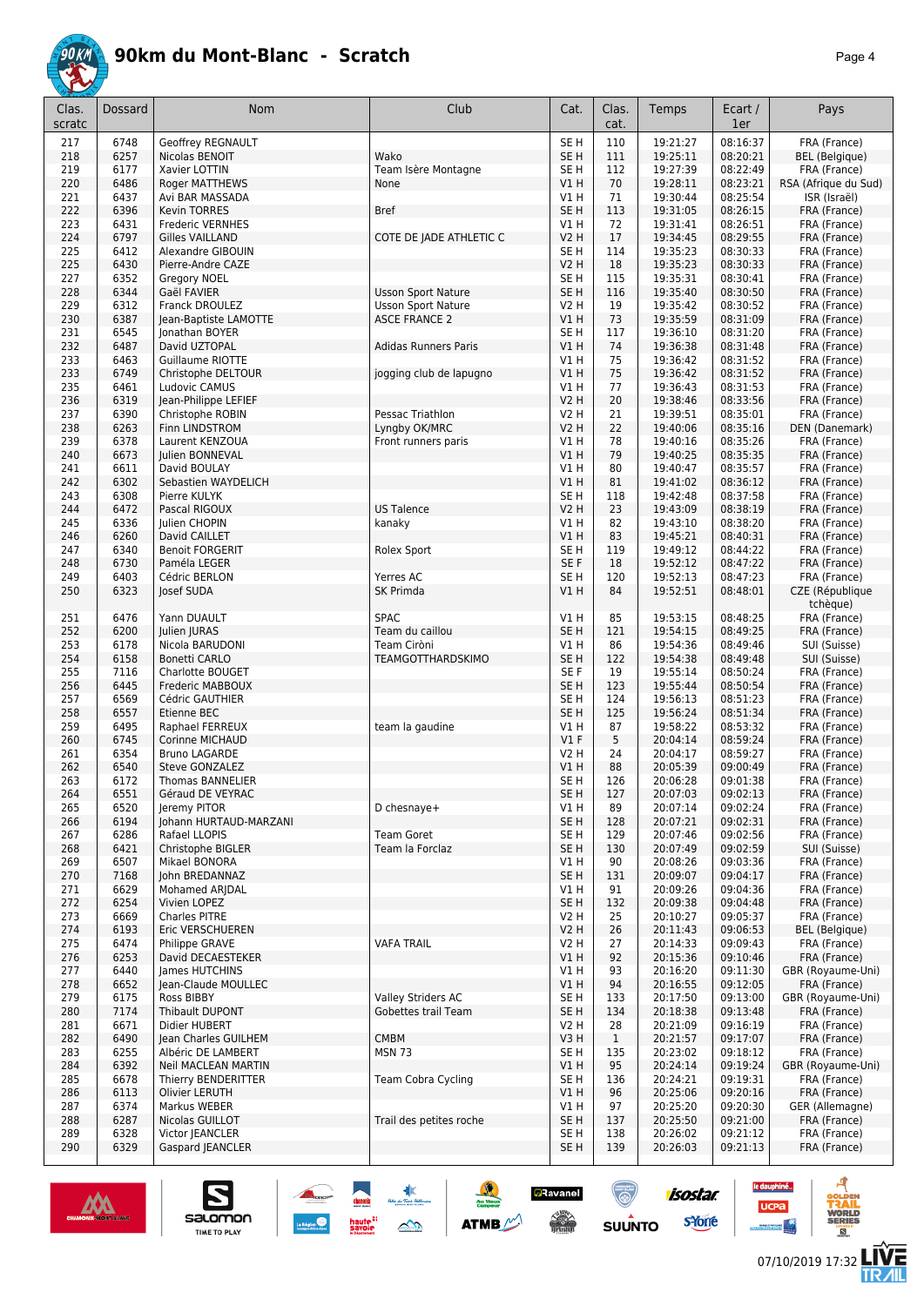# 90km du Mont-Blanc - Scratch

| Clas. scratc | Dossard | Nom | Club | Cat. | Clas. cat. | Temps | Ecart / 1er | Pays |
|---|---|---|---|---|---|---|---|---|
| 217 | 6748 | Geoffrey REGNAULT | | SE H | 110 | 19:21:27 | 08:16:37 | FRA (France) |
| 218 | 6257 | Nicolas BENOIT | Wako | SE H | 111 | 19:25:11 | 08:20:21 | BEL (Belgique) |
| 219 | 6177 | Xavier LOTTIN | Team Isère Montagne | SE H | 112 | 19:27:39 | 08:22:49 | FRA (France) |
| 220 | 6486 | Roger MATTHEWS | None | V1 H | 70 | 19:28:11 | 08:23:21 | RSA (Afrique du Sud) |
| 221 | 6437 | Avi BAR MASSADA | | V1 H | 71 | 19:30:44 | 08:25:54 | ISR (Israël) |
| 222 | 6396 | Kevin TORRES | Bref | SE H | 113 | 19:31:05 | 08:26:15 | FRA (France) |
| 223 | 6431 | Frederic VERNHES | | V1 H | 72 | 19:31:41 | 08:26:51 | FRA (France) |
| 224 | 6797 | Gilles VAILLAND | COTE DE JADE ATHLETIC C | V2 H | 17 | 19:34:45 | 08:29:55 | FRA (France) |
| 225 | 6412 | Alexandre GIBOUIN | | SE H | 114 | 19:35:23 | 08:30:33 | FRA (France) |
| 225 | 6430 | Pierre-Andre CAZE | | V2 H | 18 | 19:35:23 | 08:30:33 | FRA (France) |
| 227 | 6352 | Gregory NOEL | | SE H | 115 | 19:35:31 | 08:30:41 | FRA (France) |
| 228 | 6344 | Gaël FAVIER | Usson Sport Nature | SE H | 116 | 19:35:40 | 08:30:50 | FRA (France) |
| 229 | 6312 | Franck DROULEZ | Usson Sport Nature | V2 H | 19 | 19:35:42 | 08:30:52 | FRA (France) |
| 230 | 6387 | Jean-Baptiste LAMOTTE | ASCE FRANCE 2 | V1 H | 73 | 19:35:59 | 08:31:09 | FRA (France) |
| 231 | 6545 | Jonathan BOYER | | SE H | 117 | 19:36:10 | 08:31:20 | FRA (France) |
| 232 | 6487 | David UZTOPAL | Adidas Runners Paris | V1 H | 74 | 19:36:38 | 08:31:48 | FRA (France) |
| 233 | 6463 | Guillaume RIOTTE | | V1 H | 75 | 19:36:42 | 08:31:52 | FRA (France) |
| 233 | 6749 | Christophe DELTOUR | jogging club de lapugno | V1 H | 75 | 19:36:42 | 08:31:52 | FRA (France) |
| 235 | 6461 | Ludovic CAMUS | | V1 H | 77 | 19:36:43 | 08:31:53 | FRA (France) |
| 236 | 6319 | Jean-Philippe LEFIEF | | V2 H | 20 | 19:38:46 | 08:33:56 | FRA (France) |
| 237 | 6390 | Christophe ROBIN | Pessac Triathlon | V2 H | 21 | 19:39:51 | 08:35:01 | FRA (France) |
| 238 | 6263 | Finn LINDSTROM | Lyngby OK/MRC | V2 H | 22 | 19:40:06 | 08:35:16 | DEN (Danemark) |
| 239 | 6378 | Laurent KENZOUA | Front runners paris | V1 H | 78 | 19:40:16 | 08:35:26 | FRA (France) |
| 240 | 6673 | Julien BONNEVAL | | V1 H | 79 | 19:40:25 | 08:35:35 | FRA (France) |
| 241 | 6611 | David BOULAY | | V1 H | 80 | 19:40:47 | 08:35:57 | FRA (France) |
| 242 | 6302 | Sebastien WAYDELICH | | V1 H | 81 | 19:41:02 | 08:36:12 | FRA (France) |
| 243 | 6308 | Pierre KULYK | | SE H | 118 | 19:42:48 | 08:37:58 | FRA (France) |
| 244 | 6472 | Pascal RIGOUX | US Talence | V2 H | 23 | 19:43:09 | 08:38:19 | FRA (France) |
| 245 | 6336 | Julien CHOPIN | kanaky | V1 H | 82 | 19:43:10 | 08:38:20 | FRA (France) |
| 246 | 6260 | David CAILLET | | V1 H | 83 | 19:45:21 | 08:40:31 | FRA (France) |
| 247 | 6340 | Benoit FORGERIT | Rolex Sport | SE H | 119 | 19:49:12 | 08:44:22 | FRA (France) |
| 248 | 6730 | Paméla LEGER | | SE F | 18 | 19:52:12 | 08:47:22 | FRA (France) |
| 249 | 6403 | Cédric BERLON | Yerres AC | SE H | 120 | 19:52:13 | 08:47:23 | FRA (France) |
| 250 | 6323 | Josef SUDA | SK Primda | V1 H | 84 | 19:52:51 | 08:48:01 | CZE (République tchèque) |
| 251 | 6476 | Yann DUAULT | SPAC | V1 H | 85 | 19:53:15 | 08:48:25 | FRA (France) |
| 252 | 6200 | Julien JURAS | Team du caillou | SE H | 121 | 19:54:15 | 08:49:25 | FRA (France) |
| 253 | 6178 | Nicola BARUDONI | Team Ciròni | V1 H | 86 | 19:54:36 | 08:49:46 | SUI (Suisse) |
| 254 | 6158 | Bonetti CARLO | TEAMGOTTHARDSKIMO | SE H | 122 | 19:54:38 | 08:49:48 | SUI (Suisse) |
| 255 | 7116 | Charlotte BOUGET | | SE F | 19 | 19:55:14 | 08:50:24 | FRA (France) |
| 256 | 6445 | Frederic MABBOUX | | SE H | 123 | 19:55:44 | 08:50:54 | FRA (France) |
| 257 | 6569 | Cédric GAUTHIER | | SE H | 124 | 19:56:13 | 08:51:23 | FRA (France) |
| 258 | 6557 | Etienne BEC | | SE H | 125 | 19:56:24 | 08:51:34 | FRA (France) |
| 259 | 6495 | Raphael FERREUX | team la gaudine | V1 H | 87 | 19:58:22 | 08:53:32 | FRA (France) |
| 260 | 6745 | Corinne MICHAUD | | V1 F | 5 | 20:04:14 | 08:59:24 | FRA (France) |
| 261 | 6354 | Bruno LAGARDE | | V2 H | 24 | 20:04:17 | 08:59:27 | FRA (France) |
| 262 | 6540 | Steve GONZALEZ | | V1 H | 88 | 20:05:39 | 09:00:49 | FRA (France) |
| 263 | 6172 | Thomas BANNELIER | | SE H | 126 | 20:06:28 | 09:01:38 | FRA (France) |
| 264 | 6551 | Géraud DE VEYRAC | | SE H | 127 | 20:07:03 | 09:02:13 | FRA (France) |
| 265 | 6520 | Jeremy PITOR | D chesnaye+ | V1 H | 89 | 20:07:14 | 09:02:24 | FRA (France) |
| 266 | 6194 | Johann HURTAUD-MARZANI | | SE H | 128 | 20:07:21 | 09:02:31 | FRA (France) |
| 267 | 6286 | Rafael LLOPIS | Team Goret | SE H | 129 | 20:07:46 | 09:02:56 | FRA (France) |
| 268 | 6421 | Christophe BIGLER | Team la Forclaz | SE H | 130 | 20:07:49 | 09:02:59 | SUI (Suisse) |
| 269 | 6507 | Mikael BONORA | | V1 H | 90 | 20:08:26 | 09:03:36 | FRA (France) |
| 270 | 7168 | John BREDANNAZ | | SE H | 131 | 20:09:07 | 09:04:17 | FRA (France) |
| 271 | 6629 | Mohamed ARJDAL | | V1 H | 91 | 20:09:26 | 09:04:36 | FRA (France) |
| 272 | 6254 | Vivien LOPEZ | | SE H | 132 | 20:09:38 | 09:04:48 | FRA (France) |
| 273 | 6669 | Charles PITRE | | V2 H | 25 | 20:10:27 | 09:05:37 | FRA (France) |
| 274 | 6193 | Eric VERSCHUEREN | | V2 H | 26 | 20:11:43 | 09:06:53 | BEL (Belgique) |
| 275 | 6474 | Philippe GRAVE | VAFA TRAIL | V2 H | 27 | 20:14:33 | 09:09:43 | FRA (France) |
| 276 | 6253 | David DECAESTEKER | | V1 H | 92 | 20:15:36 | 09:10:46 | FRA (France) |
| 277 | 6440 | James HUTCHINS | | V1 H | 93 | 20:16:20 | 09:11:30 | GBR (Royaume-Uni) |
| 278 | 6652 | Jean-Claude MOULLEC | | V1 H | 94 | 20:16:55 | 09:12:05 | FRA (France) |
| 279 | 6175 | Ross BIBBY | Valley Striders AC | SE H | 133 | 20:17:50 | 09:13:00 | GBR (Royaume-Uni) |
| 280 | 7174 | Thibault DUPONT | Gobettes trail Team | SE H | 134 | 20:18:38 | 09:13:48 | FRA (France) |
| 281 | 6671 | Didier HUBERT | | V2 H | 28 | 20:21:09 | 09:16:19 | FRA (France) |
| 282 | 6490 | Jean Charles GUILHEM | CMBM | V3 H | 1 | 20:21:57 | 09:17:07 | FRA (France) |
| 283 | 6255 | Albéric DE LAMBERT | MSN 73 | SE H | 135 | 20:23:02 | 09:18:12 | FRA (France) |
| 284 | 6392 | Neil MACLEAN MARTIN | | V1 H | 95 | 20:24:14 | 09:19:24 | GBR (Royaume-Uni) |
| 285 | 6678 | Thierry BENDERITTER | Team Cobra Cycling | SE H | 136 | 20:24:21 | 09:19:31 | FRA (France) |
| 286 | 6113 | Olivier LERUTH | | V1 H | 96 | 20:25:06 | 09:20:16 | FRA (France) |
| 287 | 6374 | Markus WEBER | | V1 H | 97 | 20:25:20 | 09:20:30 | GER (Allemagne) |
| 288 | 6287 | Nicolas GUILLOT | Trail des petites roche | SE H | 137 | 20:25:50 | 09:21:00 | FRA (France) |
| 289 | 6328 | Victor JEANCLER | | SE H | 138 | 20:26:02 | 09:21:12 | FRA (France) |
| 290 | 6329 | Gaspard JEANCLER | | SE H | 139 | 20:26:03 | 09:21:13 | FRA (France) |

07/10/2019 17:32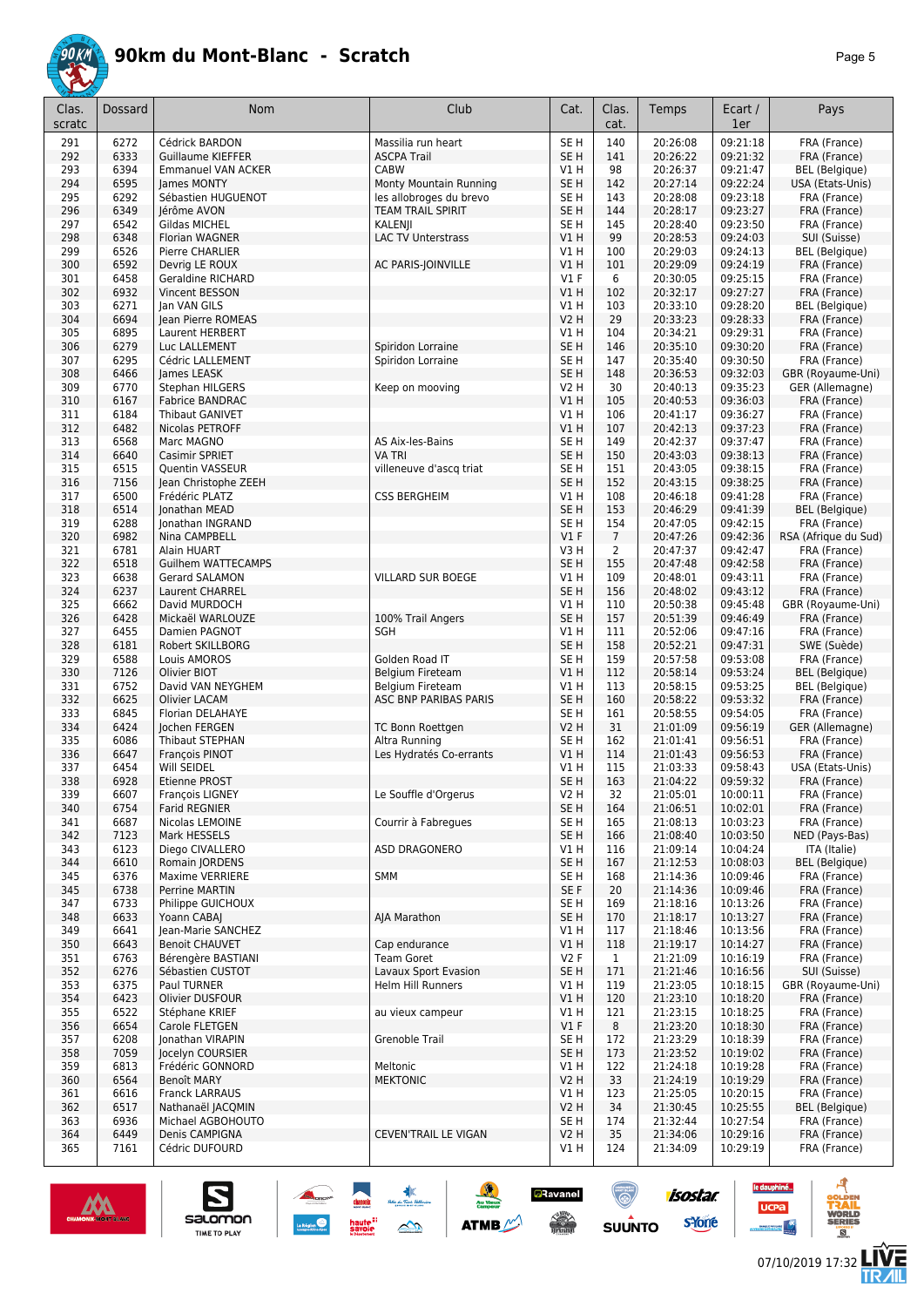# 90km du Mont-Blanc - Scratch

| Clas. scratc | Dossard | Nom | Club | Cat. | Clas. cat. | Temps | Ecart / 1er | Pays |
|---|---|---|---|---|---|---|---|---|
| 291 | 6272 | Cédrick BARDON | Massilia run heart | SE H | 140 | 20:26:08 | 09:21:18 | FRA (France) |
| 292 | 6333 | Guillaume KIEFFER | ASCPA Trail | SE H | 141 | 20:26:22 | 09:21:32 | FRA (France) |
| 293 | 6394 | Emmanuel VAN ACKER | CABW | V1 H | 98 | 20:26:37 | 09:21:47 | BEL (Belgique) |
| 294 | 6595 | James MONTY | Monty Mountain Running | SE H | 142 | 20:27:14 | 09:22:24 | USA (Etats-Unis) |
| 295 | 6292 | Sébastien HUGUENOT | les allobroges du brevo | SE H | 143 | 20:28:08 | 09:23:18 | FRA (France) |
| 296 | 6349 | Jérôme AVON | TEAM TRAIL SPIRIT | SE H | 144 | 20:28:17 | 09:23:27 | FRA (France) |
| 297 | 6542 | Gildas MICHEL | KALENJI | SE H | 145 | 20:28:40 | 09:23:50 | FRA (France) |
| 298 | 6348 | Florian WAGNER | LAC TV Unterstrass | V1 H | 99 | 20:28:53 | 09:24:03 | SUI (Suisse) |
| 299 | 6526 | Pierre CHARLIER | | V1 H | 100 | 20:29:03 | 09:24:13 | BEL (Belgique) |
| 300 | 6592 | Devrig LE ROUX | AC PARIS-JOINVILLE | V1 H | 101 | 20:29:09 | 09:24:19 | FRA (France) |
| 301 | 6458 | Geraldine RICHARD | | V1 F | 6 | 20:30:05 | 09:25:15 | FRA (France) |
| 302 | 6932 | Vincent BESSON | | V1 H | 102 | 20:32:17 | 09:27:27 | FRA (France) |
| 303 | 6271 | Jan VAN GILS | | V1 H | 103 | 20:33:10 | 09:28:20 | BEL (Belgique) |
| 304 | 6694 | Jean Pierre ROMEAS | | V2 H | 29 | 20:33:23 | 09:28:33 | FRA (France) |
| 305 | 6895 | Laurent HERBERT | | V1 H | 104 | 20:34:21 | 09:29:31 | FRA (France) |
| 306 | 6279 | Luc LALLEMENT | Spiridon Lorraine | SE H | 146 | 20:35:10 | 09:30:20 | FRA (France) |
| 307 | 6295 | Cédric LALLEMENT | Spiridon Lorraine | SE H | 147 | 20:35:40 | 09:30:50 | FRA (France) |
| 308 | 6466 | James LEASK | | SE H | 148 | 20:36:53 | 09:32:03 | GBR (Royaume-Uni) |
| 309 | 6770 | Stephan HILGERS | Keep on mooving | V2 H | 30 | 20:40:13 | 09:35:23 | GER (Allemagne) |
| 310 | 6167 | Fabrice BANDRAC | | V1 H | 105 | 20:40:53 | 09:36:03 | FRA (France) |
| 311 | 6184 | Thibaut GANIVET | | V1 H | 106 | 20:41:17 | 09:36:27 | FRA (France) |
| 312 | 6482 | Nicolas PETROFF | | V1 H | 107 | 20:42:13 | 09:37:23 | FRA (France) |
| 313 | 6568 | Marc MAGNO | AS Aix-les-Bains | SE H | 149 | 20:42:37 | 09:37:47 | FRA (France) |
| 314 | 6640 | Casimir SPRIET | VA TRI | SE H | 150 | 20:43:03 | 09:38:13 | FRA (France) |
| 315 | 6515 | Quentin VASSEUR | villeneuve d'ascq triat | SE H | 151 | 20:43:05 | 09:38:15 | FRA (France) |
| 316 | 7156 | Jean Christophe ZEEH | | SE H | 152 | 20:43:15 | 09:38:25 | FRA (France) |
| 317 | 6500 | Frédéric PLATZ | CSS BERGHEIM | V1 H | 108 | 20:46:18 | 09:41:28 | FRA (France) |
| 318 | 6514 | Jonathan MEAD | | SE H | 153 | 20:46:29 | 09:41:39 | BEL (Belgique) |
| 319 | 6288 | Jonathan INGRAND | | SE H | 154 | 20:47:05 | 09:42:15 | FRA (France) |
| 320 | 6982 | Nina CAMPBELL | | V1 F | 7 | 20:47:26 | 09:42:36 | RSA (Afrique du Sud) |
| 321 | 6781 | Alain HUART | | V3 H | 2 | 20:47:37 | 09:42:47 | FRA (France) |
| 322 | 6518 | Guilhem WATTECAMPS | | SE H | 155 | 20:47:48 | 09:42:58 | FRA (France) |
| 323 | 6638 | Gerard SALAMON | VILLARD SUR BOEGE | V1 H | 109 | 20:48:01 | 09:43:11 | FRA (France) |
| 324 | 6237 | Laurent CHARREL | | SE H | 156 | 20:48:02 | 09:43:12 | FRA (France) |
| 325 | 6662 | David MURDOCH | | V1 H | 110 | 20:50:38 | 09:45:48 | GBR (Royaume-Uni) |
| 326 | 6428 | Mickaël WARLOUZE | 100% Trail Angers | SE H | 157 | 20:51:39 | 09:46:49 | FRA (France) |
| 327 | 6455 | Damien PAGNOT | SGH | V1 H | 111 | 20:52:06 | 09:47:16 | FRA (France) |
| 328 | 6181 | Robert SKILLBORG | | SE H | 158 | 20:52:21 | 09:47:31 | SWE (Suède) |
| 329 | 6588 | Louis AMOROS | Golden Road IT | SE H | 159 | 20:57:58 | 09:53:08 | FRA (France) |
| 330 | 7126 | Olivier BIOT | Belgium Fireteam | V1 H | 112 | 20:58:14 | 09:53:24 | BEL (Belgique) |
| 331 | 6752 | David VAN NEYGHEM | Belgium Fireteam | V1 H | 113 | 20:58:15 | 09:53:25 | BEL (Belgique) |
| 332 | 6625 | Olivier LACAM | ASC BNP PARIBAS PARIS | SE H | 160 | 20:58:22 | 09:53:32 | FRA (France) |
| 333 | 6845 | Florian DELAHAYE | | SE H | 161 | 20:58:55 | 09:54:05 | FRA (France) |
| 334 | 6424 | Jochen FERGEN | TC Bonn Roettgen | V2 H | 31 | 21:01:09 | 09:56:19 | GER (Allemagne) |
| 335 | 6086 | Thibaut STEPHAN | Altra Running | SE H | 162 | 21:01:41 | 09:56:51 | FRA (France) |
| 336 | 6647 | François PINOT | Les Hydratés Co-errants | V1 H | 114 | 21:01:43 | 09:56:53 | FRA (France) |
| 337 | 6454 | Will SEIDEL | | V1 H | 115 | 21:03:33 | 09:58:43 | USA (Etats-Unis) |
| 338 | 6928 | Etienne PROST | | SE H | 163 | 21:04:22 | 09:59:32 | FRA (France) |
| 339 | 6607 | François LIGNEY | Le Souffle d'Orgerus | V2 H | 32 | 21:05:01 | 10:00:11 | FRA (France) |
| 340 | 6754 | Farid REGNIER | | SE H | 164 | 21:06:51 | 10:02:01 | FRA (France) |
| 341 | 6687 | Nicolas LEMOINE | Courrir à Fabregues | SE H | 165 | 21:08:13 | 10:03:23 | FRA (France) |
| 342 | 7123 | Mark HESSELS | | SE H | 166 | 21:08:40 | 10:03:50 | NED (Pays-Bas) |
| 343 | 6123 | Diego CIVALLERO | ASD DRAGONERO | V1 H | 116 | 21:09:14 | 10:04:24 | ITA (Italie) |
| 344 | 6610 | Romain JORDENS | | SE H | 167 | 21:12:53 | 10:08:03 | BEL (Belgique) |
| 345 | 6376 | Maxime VERRIERE | SMM | SE H | 168 | 21:14:36 | 10:09:46 | FRA (France) |
| 345 | 6738 | Perrine MARTIN | | SE F | 20 | 21:14:36 | 10:09:46 | FRA (France) |
| 347 | 6733 | Philippe GUICHOUX | | SE H | 169 | 21:18:16 | 10:13:26 | FRA (France) |
| 348 | 6633 | Yoann CABAJ | AJA Marathon | SE H | 170 | 21:18:17 | 10:13:27 | FRA (France) |
| 349 | 6641 | Jean-Marie SANCHEZ | | V1 H | 117 | 21:18:46 | 10:13:56 | FRA (France) |
| 350 | 6643 | Benoit CHAUVET | Cap endurance | V1 H | 118 | 21:19:17 | 10:14:27 | FRA (France) |
| 351 | 6763 | Bérengère BASTIANI | Team Goret | V2 F | 1 | 21:21:09 | 10:16:19 | FRA (France) |
| 352 | 6276 | Sébastien CUSTOT | Lavaux Sport Evasion | SE H | 171 | 21:21:46 | 10:16:56 | SUI (Suisse) |
| 353 | 6375 | Paul TURNER | Helm Hill Runners | V1 H | 119 | 21:23:05 | 10:18:15 | GBR (Royaume-Uni) |
| 354 | 6423 | Olivier DUSFOUR | | V1 H | 120 | 21:23:10 | 10:18:20 | FRA (France) |
| 355 | 6522 | Stéphane KRIEF | au vieux campeur | V1 H | 121 | 21:23:15 | 10:18:25 | FRA (France) |
| 356 | 6654 | Carole FLETGEN | | V1 F | 8 | 21:23:20 | 10:18:30 | FRA (France) |
| 357 | 6208 | Jonathan VIRAPIN | Grenoble Trail | SE H | 172 | 21:23:29 | 10:18:39 | FRA (France) |
| 358 | 7059 | Jocelyn COURSIER | | SE H | 173 | 21:23:52 | 10:19:02 | FRA (France) |
| 359 | 6813 | Frédéric GONNORD | Meltonic | V1 H | 122 | 21:24:18 | 10:19:28 | FRA (France) |
| 360 | 6564 | Benoît MARY | MEKTONIC | V2 H | 33 | 21:24:19 | 10:19:29 | FRA (France) |
| 361 | 6616 | Franck LARRAUS | | V1 H | 123 | 21:25:05 | 10:20:15 | FRA (France) |
| 362 | 6517 | Nathanaël JACQMIN | | V2 H | 34 | 21:30:45 | 10:25:55 | BEL (Belgique) |
| 363 | 6936 | Michael AGBOHOUTO | | SE H | 174 | 21:32:44 | 10:27:54 | FRA (France) |
| 364 | 6449 | Denis CAMPIGNA | CEVEN'TRAIL LE VIGAN | V2 H | 35 | 21:34:06 | 10:29:16 | FRA (France) |
| 365 | 7161 | Cédric DUFOURD | | V1 H | 124 | 21:34:09 | 10:29:19 | FRA (France) |

07/10/2019 17:32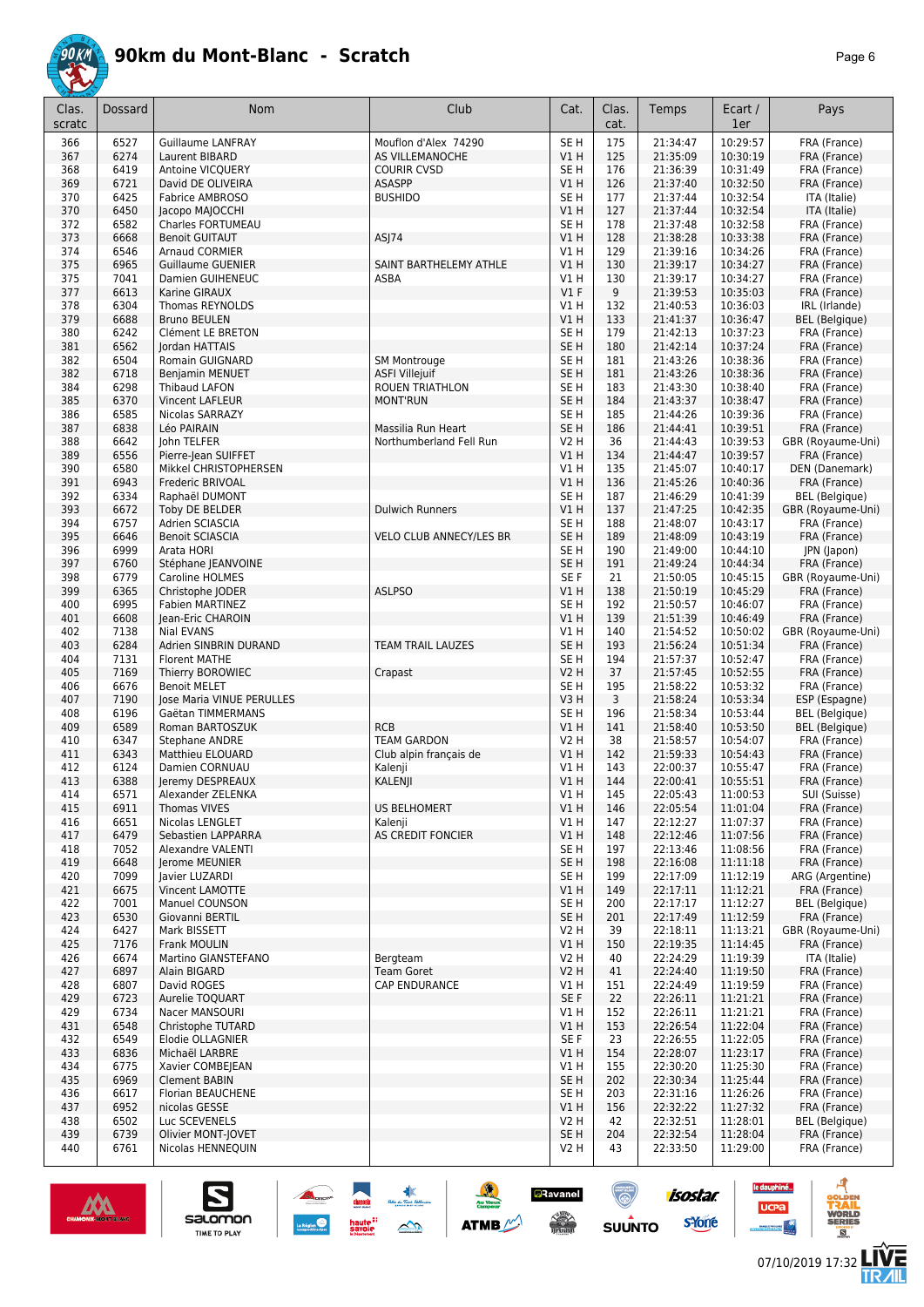# 90km du Mont-Blanc - Scratch

| Clas. scratc | Dossard | Nom | Club | Cat. | Clas. cat. | Temps | Ecart / 1er | Pays |
|---|---|---|---|---|---|---|---|---|
| 366 | 6527 | Guillaume LANFRAY | Mouflon d'Alex 74290 | SE H | 175 | 21:34:47 | 10:29:57 | FRA (France) |
| 367 | 6274 | Laurent BIBARD | AS VILLEMANOCHE | V1 H | 125 | 21:35:09 | 10:30:19 | FRA (France) |
| 368 | 6419 | Antoine VICQUERY | COURIR CVSD | SE H | 176 | 21:36:39 | 10:31:49 | FRA (France) |
| 369 | 6721 | David DE OLIVEIRA | ASASPP | V1 H | 126 | 21:37:40 | 10:32:50 | FRA (France) |
| 370 | 6425 | Fabrice AMBROSO | BUSHIDO | SE H | 177 | 21:37:44 | 10:32:54 | ITA (Italie) |
| 370 | 6450 | Jacopo MAJOCCHI | | V1 H | 127 | 21:37:44 | 10:32:54 | ITA (Italie) |
| 372 | 6582 | Charles FORTUMEAU | | SE H | 178 | 21:37:48 | 10:32:58 | FRA (France) |
| 373 | 6668 | Benoit GUITAUT | ASJ74 | V1 H | 128 | 21:38:28 | 10:33:38 | FRA (France) |
| 374 | 6546 | Arnaud CORMIER | | V1 H | 129 | 21:39:16 | 10:34:26 | FRA (France) |
| 375 | 6965 | Guillaume GUENIER | SAINT BARTHELEMY ATHLE | V1 H | 130 | 21:39:17 | 10:34:27 | FRA (France) |
| 375 | 7041 | Damien GUIHENEUC | ASBA | V1 H | 130 | 21:39:17 | 10:34:27 | FRA (France) |
| 377 | 6613 | Karine GIRAUX | | V1 F | 9 | 21:39:53 | 10:35:03 | FRA (France) |
| 378 | 6304 | Thomas REYNOLDS | | V1 H | 132 | 21:40:53 | 10:36:03 | IRL (Irlande) |
| 379 | 6688 | Bruno BEULEN | | V1 H | 133 | 21:41:37 | 10:36:47 | BEL (Belgique) |
| 380 | 6242 | Clément LE BRETON | | SE H | 179 | 21:42:13 | 10:37:23 | FRA (France) |
| 381 | 6562 | Jordan HATTAIS | | SE H | 180 | 21:42:14 | 10:37:24 | FRA (France) |
| 382 | 6504 | Romain GUIGNARD | SM Montrouge | SE H | 181 | 21:43:26 | 10:38:36 | FRA (France) |
| 382 | 6718 | Benjamin MENUET | ASFI Villejuif | SE H | 181 | 21:43:26 | 10:38:36 | FRA (France) |
| 384 | 6298 | Thibaud LAFON | ROUEN TRIATHLON | SE H | 183 | 21:43:30 | 10:38:40 | FRA (France) |
| 385 | 6370 | Vincent LAFLEUR | MONT'RUN | SE H | 184 | 21:43:37 | 10:38:47 | FRA (France) |
| 386 | 6585 | Nicolas SARRAZY | | SE H | 185 | 21:44:26 | 10:39:36 | FRA (France) |
| 387 | 6838 | Léo PAIRAIN | Massilia Run Heart | SE H | 186 | 21:44:41 | 10:39:51 | FRA (France) |
| 388 | 6642 | John TELFER | Northumberland Fell Run | V2 H | 36 | 21:44:43 | 10:39:53 | GBR (Royaume-Uni) |
| 389 | 6556 | Pierre-Jean SUIFFET | | V1 H | 134 | 21:44:47 | 10:39:57 | FRA (France) |
| 390 | 6580 | Mikkel CHRISTOPHERSEN | | V1 H | 135 | 21:45:07 | 10:40:17 | DEN (Danemark) |
| 391 | 6943 | Frederic BRIVOAL | | V1 H | 136 | 21:45:26 | 10:40:36 | FRA (France) |
| 392 | 6334 | Raphaël DUMONT | | SE H | 187 | 21:46:29 | 10:41:39 | BEL (Belgique) |
| 393 | 6672 | Toby DE BELDER | Dulwich Runners | V1 H | 137 | 21:47:25 | 10:42:35 | GBR (Royaume-Uni) |
| 394 | 6757 | Adrien SCIASCIA | | SE H | 188 | 21:48:07 | 10:43:17 | FRA (France) |
| 395 | 6646 | Benoit SCIASCIA | VELO CLUB ANNECY/LES BR | SE H | 189 | 21:48:09 | 10:43:19 | FRA (France) |
| 396 | 6999 | Arata HORI | | SE H | 190 | 21:49:00 | 10:44:10 | JPN (Japon) |
| 397 | 6760 | Stéphane JEANVOINE | | SE H | 191 | 21:49:24 | 10:44:34 | FRA (France) |
| 398 | 6779 | Caroline HOLMES | | SE F | 21 | 21:50:05 | 10:45:15 | GBR (Royaume-Uni) |
| 399 | 6365 | Christophe JODER | ASLPSO | V1 H | 138 | 21:50:19 | 10:45:29 | FRA (France) |
| 400 | 6995 | Fabien MARTINEZ | | SE H | 192 | 21:50:57 | 10:46:07 | FRA (France) |
| 401 | 6608 | Jean-Eric CHAROIN | | V1 H | 139 | 21:51:39 | 10:46:49 | FRA (France) |
| 402 | 7138 | Nial EVANS | | V1 H | 140 | 21:54:52 | 10:50:02 | GBR (Royaume-Uni) |
| 403 | 6284 | Adrien SINBRIN DURAND | TEAM TRAIL LAUZES | SE H | 193 | 21:56:24 | 10:51:34 | FRA (France) |
| 404 | 7131 | Florent MATHE | | SE H | 194 | 21:57:37 | 10:52:47 | FRA (France) |
| 405 | 7169 | Thierry BOROWIEC | Crapast | V2 H | 37 | 21:57:45 | 10:52:55 | FRA (France) |
| 406 | 6676 | Benoit MELET | | SE H | 195 | 21:58:22 | 10:53:32 | FRA (France) |
| 407 | 7190 | Jose Maria VINUE PERULLES | | V3 H | 3 | 21:58:24 | 10:53:34 | ESP (Espagne) |
| 408 | 6196 | Gaëtan TIMMERMANS | | SE H | 196 | 21:58:34 | 10:53:44 | BEL (Belgique) |
| 409 | 6589 | Roman BARTOSZUK | RCB | V1 H | 141 | 21:58:40 | 10:53:50 | BEL (Belgique) |
| 410 | 6347 | Stephane ANDRE | TEAM GARDON | V2 H | 38 | 21:58:57 | 10:54:07 | FRA (France) |
| 411 | 6343 | Matthieu ELOUARD | Club alpin français de | V1 H | 142 | 21:59:33 | 10:54:43 | FRA (France) |
| 412 | 6124 | Damien CORNUAU | Kalenji | V1 H | 143 | 22:00:37 | 10:55:47 | FRA (France) |
| 413 | 6388 | Jeremy DESPREAUX | KALENJI | V1 H | 144 | 22:00:41 | 10:55:51 | FRA (France) |
| 414 | 6571 | Alexander ZELENKA | | V1 H | 145 | 22:05:43 | 11:00:53 | SUI (Suisse) |
| 415 | 6911 | Thomas VIVES | US BELHOMERT | V1 H | 146 | 22:05:54 | 11:01:04 | FRA (France) |
| 416 | 6651 | Nicolas LENGLET | Kalenji | V1 H | 147 | 22:12:27 | 11:07:37 | FRA (France) |
| 417 | 6479 | Sebastien LAPPARRA | AS CREDIT FONCIER | V1 H | 148 | 22:12:46 | 11:07:56 | FRA (France) |
| 418 | 7052 | Alexandre VALENTI | | SE H | 197 | 22:13:46 | 11:08:56 | FRA (France) |
| 419 | 6648 | Jerome MEUNIER | | SE H | 198 | 22:16:08 | 11:11:18 | FRA (France) |
| 420 | 7099 | Javier LUZARDI | | SE H | 199 | 22:17:09 | 11:12:19 | ARG (Argentine) |
| 421 | 6675 | Vincent LAMOTTE | | V1 H | 149 | 22:17:11 | 11:12:21 | FRA (France) |
| 422 | 7001 | Manuel COUNSON | | SE H | 200 | 22:17:17 | 11:12:27 | BEL (Belgique) |
| 423 | 6530 | Giovanni BERTIL | | SE H | 201 | 22:17:49 | 11:12:59 | FRA (France) |
| 424 | 6427 | Mark BISSETT | | V2 H | 39 | 22:18:11 | 11:13:21 | GBR (Royaume-Uni) |
| 425 | 7176 | Frank MOULIN | | V1 H | 150 | 22:19:35 | 11:14:45 | FRA (France) |
| 426 | 6674 | Martino GIANSTEFANO | Bergteam | V2 H | 40 | 22:24:29 | 11:19:39 | ITA (Italie) |
| 427 | 6897 | Alain BIGARD | Team Goret | V2 H | 41 | 22:24:40 | 11:19:50 | FRA (France) |
| 428 | 6807 | David ROGES | CAP ENDURANCE | V1 H | 151 | 22:24:49 | 11:19:59 | FRA (France) |
| 429 | 6723 | Aurelie TOQUART | | SE F | 22 | 22:26:11 | 11:21:21 | FRA (France) |
| 429 | 6734 | Nacer MANSOURI | | V1 H | 152 | 22:26:11 | 11:21:21 | FRA (France) |
| 431 | 6548 | Christophe TUTARD | | V1 H | 153 | 22:26:54 | 11:22:04 | FRA (France) |
| 432 | 6549 | Elodie OLLAGNIER | | SE F | 23 | 22:26:55 | 11:22:05 | FRA (France) |
| 433 | 6836 | Michaël LARBRE | | V1 H | 154 | 22:28:07 | 11:23:17 | FRA (France) |
| 434 | 6775 | Xavier COMBEJEAN | | V1 H | 155 | 22:30:20 | 11:25:30 | FRA (France) |
| 435 | 6969 | Clement BABIN | | SE H | 202 | 22:30:34 | 11:25:44 | FRA (France) |
| 436 | 6617 | Florian BEAUCHENE | | SE H | 203 | 22:31:16 | 11:26:26 | FRA (France) |
| 437 | 6952 | nicolas GESSE | | V1 H | 156 | 22:32:22 | 11:27:32 | FRA (France) |
| 438 | 6502 | Luc SCEVENELS | | V2 H | 42 | 22:32:51 | 11:28:01 | BEL (Belgique) |
| 439 | 6739 | Olivier MONT-JOVET | | SE H | 204 | 22:32:54 | 11:28:04 | FRA (France) |
| 440 | 6761 | Nicolas HENNEQUIN | | V2 H | 43 | 22:33:50 | 11:29:00 | FRA (France) |

07/10/2019 17:32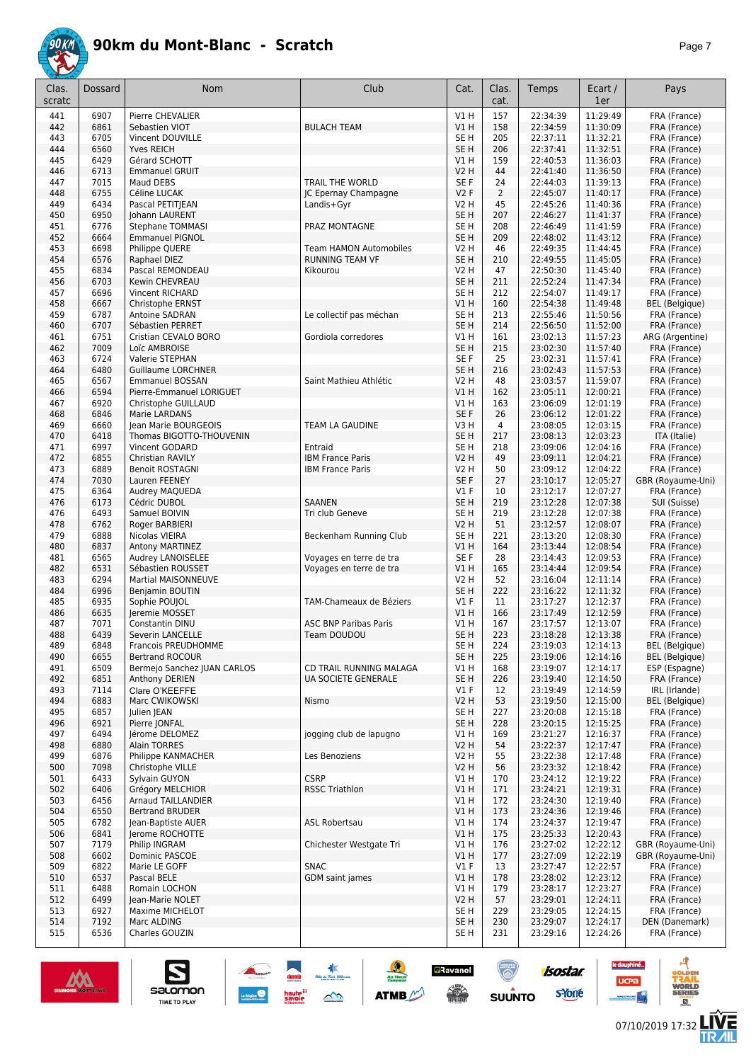# 90km du Mont-Blanc - Scratch

| Clas. scratc | Dossard | Nom | Club | Cat. | Clas. cat. | Temps | Ecart / 1er | Pays |
|---|---|---|---|---|---|---|---|---|
| 441 | 6907 | Pierre CHEVALIER | | V1 H | 157 | 22:34:39 | 11:29:49 | FRA (France) |
| 442 | 6861 | Sebastien VIOT | BULACH TEAM | V1 H | 158 | 22:34:59 | 11:30:09 | FRA (France) |
| 443 | 6705 | Vincent DOUVILLE | | SE H | 205 | 22:37:11 | 11:32:21 | FRA (France) |
| 444 | 6560 | Yves REICH | | SE H | 206 | 22:37:41 | 11:32:51 | FRA (France) |
| 445 | 6429 | Gérard SCHOTT | | V1 H | 159 | 22:40:53 | 11:36:03 | FRA (France) |
| 446 | 6713 | Emmanuel GRUIT | | V2 H | 44 | 22:41:40 | 11:36:50 | FRA (France) |
| 447 | 7015 | Maud DEBS | TRAIL THE WORLD | SE F | 24 | 22:44:03 | 11:39:13 | FRA (France) |
| 448 | 6755 | Céline LUCAK | JC Epernay Champagne | V2 F | 2 | 22:45:07 | 11:40:17 | FRA (France) |
| 449 | 6434 | Pascal PETITJEAN | Landis+Gyr | V2 H | 45 | 22:45:26 | 11:40:36 | FRA (France) |
| 450 | 6950 | Johann LAURENT | | SE H | 207 | 22:46:27 | 11:41:37 | FRA (France) |
| 451 | 6776 | Stephane TOMMASI | PRAZ MONTAGNE | SE H | 208 | 22:46:49 | 11:41:59 | FRA (France) |
| 452 | 6664 | Emmanuel PIGNOL | | SE H | 209 | 22:48:02 | 11:43:12 | FRA (France) |
| 453 | 6698 | Philippe QUERE | Team HAMON Automobiles | V2 H | 46 | 22:49:35 | 11:44:45 | FRA (France) |
| 454 | 6576 | Raphael DIEZ | RUNNING TEAM VF | SE H | 210 | 22:49:55 | 11:45:05 | FRA (France) |
| 455 | 6834 | Pascal REMONDEAU | Kikourou | V2 H | 47 | 22:50:30 | 11:45:40 | FRA (France) |
| 456 | 6703 | Kewin CHEVREAU | | SE H | 211 | 22:52:24 | 11:47:34 | FRA (France) |
| 457 | 6696 | Vincent RICHARD | | SE H | 212 | 22:54:07 | 11:49:17 | FRA (France) |
| 458 | 6667 | Christophe ERNST | | V1 H | 160 | 22:54:38 | 11:49:48 | BEL (Belgique) |
| 459 | 6787 | Antoine SADRAN | Le collectif pas méchan | SE H | 213 | 22:55:46 | 11:50:56 | FRA (France) |
| 460 | 6707 | Sébastien PERRET | | SE H | 214 | 22:56:50 | 11:52:00 | FRA (France) |
| 461 | 6751 | Cristian CEVALO BORO | Gordiola corredores | V1 H | 161 | 23:02:13 | 11:57:23 | ARG (Argentine) |
| 462 | 7009 | Loïc AMBROISE | | SE H | 215 | 23:02:30 | 11:57:40 | FRA (France) |
| 463 | 6724 | Valerie STEPHAN | | SE F | 25 | 23:02:31 | 11:57:41 | FRA (France) |
| 464 | 6480 | Guillaume LORCHNER | | SE H | 216 | 23:02:43 | 11:57:53 | FRA (France) |
| 465 | 6567 | Emmanuel BOSSAN | Saint Mathieu Athlétic | V2 H | 48 | 23:03:57 | 11:59:07 | FRA (France) |
| 466 | 6594 | Pierre-Emmanuel LORIGUET | | V1 H | 162 | 23:05:11 | 12:00:21 | FRA (France) |
| 467 | 6920 | Christophe GUILLAUD | | V1 H | 163 | 23:06:09 | 12:01:19 | FRA (France) |
| 468 | 6846 | Marie LARDANS | | SE F | 26 | 23:06:12 | 12:01:22 | FRA (France) |
| 469 | 6660 | Jean Marie BOURGEOIS | TEAM LA GAUDINE | V3 H | 4 | 23:08:05 | 12:03:15 | FRA (France) |
| 470 | 6418 | Thomas BIGOTTO-THOUVENIN | | SE H | 217 | 23:08:13 | 12:03:23 | ITA (Italie) |
| 471 | 6997 | Vincent GODARD | Entraid | SE H | 218 | 23:09:06 | 12:04:16 | FRA (France) |
| 472 | 6855 | Christian RAVILY | IBM France Paris | V2 H | 49 | 23:09:11 | 12:04:21 | FRA (France) |
| 473 | 6889 | Benoit ROSTAGNI | IBM France Paris | V2 H | 50 | 23:09:12 | 12:04:22 | FRA (France) |
| 474 | 7030 | Lauren FEENEY | | SE F | 27 | 23:10:17 | 12:05:27 | GBR (Royaume-Uni) |
| 475 | 6364 | Audrey MAQUEDA | | V1 F | 10 | 23:12:17 | 12:07:27 | FRA (France) |
| 476 | 6173 | Cédric DUBOL | SAANEN | SE H | 219 | 23:12:28 | 12:07:38 | SUI (Suisse) |
| 476 | 6493 | Samuel BOIVIN | Tri club Geneve | SE H | 219 | 23:12:28 | 12:07:38 | FRA (France) |
| 478 | 6762 | Roger BARBIERI | | V2 H | 51 | 23:12:57 | 12:08:07 | FRA (France) |
| 479 | 6888 | Nicolas VIEIRA | Beckenham Running Club | SE H | 221 | 23:13:20 | 12:08:30 | FRA (France) |
| 480 | 6837 | Antony MARTINEZ | | V1 H | 164 | 23:13:44 | 12:08:54 | FRA (France) |
| 481 | 6565 | Audrey LANOISELEE | Voyages en terre de tra | SE F | 28 | 23:14:43 | 12:09:53 | FRA (France) |
| 482 | 6531 | Sébastien ROUSSET | Voyages en terre de tra | V1 H | 165 | 23:14:44 | 12:09:54 | FRA (France) |
| 483 | 6294 | Martial MAISONNEUVE | | V2 H | 52 | 23:16:04 | 12:11:14 | FRA (France) |
| 484 | 6996 | Benjamin BOUTIN | | SE H | 222 | 23:16:22 | 12:11:32 | FRA (France) |
| 485 | 6935 | Sophie POUJOL | TAM-Chameaux de Béziers | V1 F | 11 | 23:17:27 | 12:12:37 | FRA (France) |
| 486 | 6635 | Jeremie MOSSET | | V1 H | 166 | 23:17:49 | 12:12:59 | FRA (France) |
| 487 | 7071 | Constantin DINU | ASC BNP Paribas Paris | V1 H | 167 | 23:17:57 | 12:13:07 | FRA (France) |
| 488 | 6439 | Severin LANCELLE | Team DOUDOU | SE H | 223 | 23:18:28 | 12:13:38 | FRA (France) |
| 489 | 6848 | Francois PREUDHOMME | | SE H | 224 | 23:19:03 | 12:14:13 | BEL (Belgique) |
| 490 | 6655 | Bertrand ROCOUR | | SE H | 225 | 23:19:06 | 12:14:16 | BEL (Belgique) |
| 491 | 6509 | Bermejo Sanchez JUAN CARLOS | CD TRAIL RUNNING MALAGA | V1 H | 168 | 23:19:07 | 12:14:17 | ESP (Espagne) |
| 492 | 6851 | Anthony DERIEN | UA SOCIETE GENERALE | SE H | 226 | 23:19:40 | 12:14:50 | FRA (France) |
| 493 | 7114 | Clare O'KEEFFE | | V1 F | 12 | 23:19:49 | 12:14:59 | IRL (Irlande) |
| 494 | 6883 | Marc CWIKOWSKI | Nismo | V2 H | 53 | 23:19:50 | 12:15:00 | BEL (Belgique) |
| 495 | 6857 | Julien JEAN | | SE H | 227 | 23:20:08 | 12:15:18 | FRA (France) |
| 496 | 6921 | Pierre JONFAL | | SE H | 228 | 23:20:15 | 12:15:25 | FRA (France) |
| 497 | 6494 | Jérome DELOMEZ | jogging club de lapugno | V1 H | 169 | 23:21:27 | 12:16:37 | FRA (France) |
| 498 | 6880 | Alain TORRES | | V2 H | 54 | 23:22:37 | 12:17:47 | FRA (France) |
| 499 | 6876 | Philippe KANMACHER | Les Benoziens | V2 H | 55 | 23:22:38 | 12:17:48 | FRA (France) |
| 500 | 7098 | Christophe VILLE | | V2 H | 56 | 23:23:32 | 12:18:42 | FRA (France) |
| 501 | 6433 | Sylvain GUYON | CSRP | V1 H | 170 | 23:24:12 | 12:19:22 | FRA (France) |
| 502 | 6406 | Grégory MELCHIOR | RSSC Triathlon | V1 H | 171 | 23:24:21 | 12:19:31 | FRA (France) |
| 503 | 6456 | Arnaud TAILLANDIER | | V1 H | 172 | 23:24:30 | 12:19:40 | FRA (France) |
| 504 | 6550 | Bertrand BRUDER | | V1 H | 173 | 23:24:36 | 12:19:46 | FRA (France) |
| 505 | 6782 | Jean-Baptiste AUER | ASL Robertsau | V1 H | 174 | 23:24:37 | 12:19:47 | FRA (France) |
| 506 | 6841 | Jerome ROCHOTTE | | V1 H | 175 | 23:25:33 | 12:20:43 | FRA (France) |
| 507 | 7179 | Philip INGRAM | Chichester Westgate Tri | V1 H | 176 | 23:27:02 | 12:22:12 | GBR (Royaume-Uni) |
| 508 | 6602 | Dominic PASCOE | | V1 H | 177 | 23:27:09 | 12:22:19 | GBR (Royaume-Uni) |
| 509 | 6822 | Marie LE GOFF | SNAC | V1 F | 13 | 23:27:47 | 12:22:57 | FRA (France) |
| 510 | 6537 | Pascal BELE | GDM saint james | V1 H | 178 | 23:28:02 | 12:23:12 | FRA (France) |
| 511 | 6488 | Romain LOCHON | | V1 H | 179 | 23:28:17 | 12:23:27 | FRA (France) |
| 512 | 6499 | Jean-Marie NOLET | | V2 H | 57 | 23:29:01 | 12:24:11 | FRA (France) |
| 513 | 6927 | Maxime MICHELOT | | SE H | 229 | 23:29:05 | 12:24:15 | FRA (France) |
| 514 | 7192 | Marc ALDING | | SE H | 230 | 23:29:07 | 12:24:17 | DEN (Danemark) |
| 515 | 6536 | Charles GOUZIN | | SE H | 231 | 23:29:16 | 12:24:26 | FRA (France) |

07/10/2019 17:32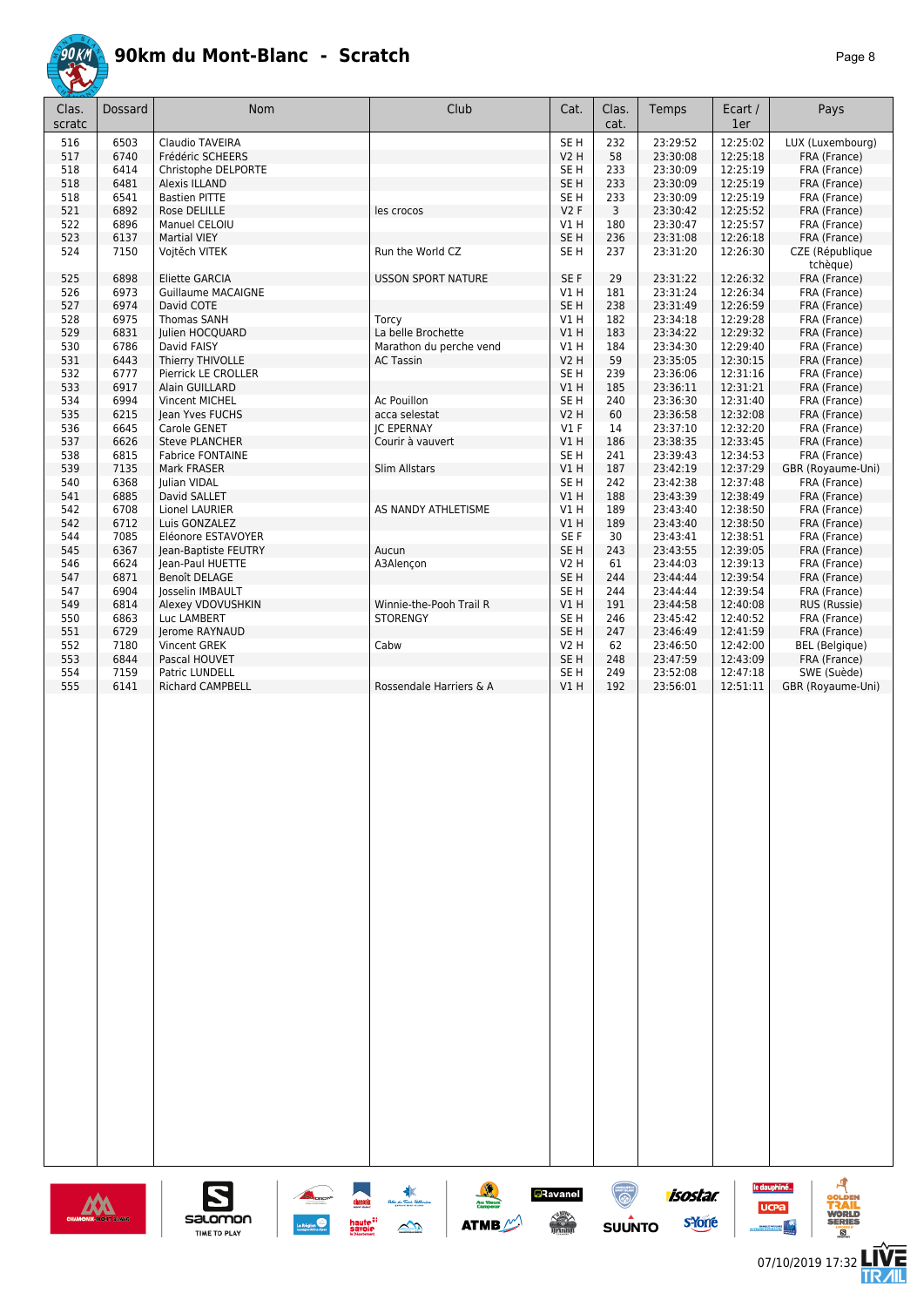# 90km du Mont-Blanc - Scratch

| Clas. scratc | Dossard | Nom | Club | Cat. | Clas. cat. | Temps | Ecart / 1er | Pays |
|---|---|---|---|---|---|---|---|---|
| 516 | 6503 | Claudio TAVEIRA | | SE H | 232 | 23:29:52 | 12:25:02 | LUX (Luxembourg) |
| 517 | 6740 | Frédéric SCHEERS | | V2 H | 58 | 23:30:08 | 12:25:18 | FRA (France) |
| 518 | 6414 | Christophe DELPORTE | | SE H | 233 | 23:30:09 | 12:25:19 | FRA (France) |
| 518 | 6481 | Alexis ILLAND | | SE H | 233 | 23:30:09 | 12:25:19 | FRA (France) |
| 518 | 6541 | Bastien PITTE | | SE H | 233 | 23:30:09 | 12:25:19 | FRA (France) |
| 521 | 6892 | Rose DELILLE | les crocos | V2 F | 3 | 23:30:42 | 12:25:52 | FRA (France) |
| 522 | 6896 | Manuel CELOIU | | V1 H | 180 | 23:30:47 | 12:25:57 | FRA (France) |
| 523 | 6137 | Martial VIEY | | SE H | 236 | 23:31:08 | 12:26:18 | FRA (France) |
| 524 | 7150 | Vojtěch VITEK | Run the World CZ | SE H | 237 | 23:31:20 | 12:26:30 | CZE (République tchèque) |
| 525 | 6898 | Eliette GARCIA | USSON SPORT NATURE | SE F | 29 | 23:31:22 | 12:26:32 | FRA (France) |
| 526 | 6973 | Guillaume MACAIGNE | | V1 H | 181 | 23:31:24 | 12:26:34 | FRA (France) |
| 527 | 6974 | David COTE | | SE H | 238 | 23:31:49 | 12:26:59 | FRA (France) |
| 528 | 6975 | Thomas SANH | Torcy | V1 H | 182 | 23:34:18 | 12:29:28 | FRA (France) |
| 529 | 6831 | Julien HOCQUARD | La belle Brochette | V1 H | 183 | 23:34:22 | 12:29:32 | FRA (France) |
| 530 | 6786 | David FAISY | Marathon du perche vend | V1 H | 184 | 23:34:30 | 12:29:40 | FRA (France) |
| 531 | 6443 | Thierry THIVOLLE | AC Tassin | V2 H | 59 | 23:35:05 | 12:30:15 | FRA (France) |
| 532 | 6777 | Pierrick LE CROLLER | | SE H | 239 | 23:36:06 | 12:31:16 | FRA (France) |
| 533 | 6917 | Alain GUILLARD | | V1 H | 185 | 23:36:11 | 12:31:21 | FRA (France) |
| 534 | 6994 | Vincent MICHEL | Ac Pouillon | SE H | 240 | 23:36:30 | 12:31:40 | FRA (France) |
| 535 | 6215 | Jean Yves FUCHS | acca selestat | V2 H | 60 | 23:36:58 | 12:32:08 | FRA (France) |
| 536 | 6645 | Carole GENET | JC EPERNAY | V1 F | 14 | 23:37:10 | 12:32:20 | FRA (France) |
| 537 | 6626 | Steve PLANCHER | Courir à vauvert | V1 H | 186 | 23:38:35 | 12:33:45 | FRA (France) |
| 538 | 6815 | Fabrice FONTAINE | | SE H | 241 | 23:39:43 | 12:34:53 | FRA (France) |
| 539 | 7135 | Mark FRASER | Slim Allstars | V1 H | 187 | 23:42:19 | 12:37:29 | GBR (Royaume-Uni) |
| 540 | 6368 | Julian VIDAL | | SE H | 242 | 23:42:38 | 12:37:48 | FRA (France) |
| 541 | 6885 | David SALLET | | V1 H | 188 | 23:43:39 | 12:38:49 | FRA (France) |
| 542 | 6708 | Lionel LAURIER | AS NANDY ATHLETISME | V1 H | 189 | 23:43:40 | 12:38:50 | FRA (France) |
| 542 | 6712 | Luis GONZALEZ | | V1 H | 189 | 23:43:40 | 12:38:50 | FRA (France) |
| 544 | 7085 | Eléonore ESTAVOYER | | SE F | 30 | 23:43:41 | 12:38:51 | FRA (France) |
| 545 | 6367 | Jean-Baptiste FEUTRY | Aucun | SE H | 243 | 23:43:55 | 12:39:05 | FRA (France) |
| 546 | 6624 | Jean-Paul HUETTE | A3Alençon | V2 H | 61 | 23:44:03 | 12:39:13 | FRA (France) |
| 547 | 6871 | Benoît DELAGE | | SE H | 244 | 23:44:44 | 12:39:54 | FRA (France) |
| 547 | 6904 | Josselin IMBAULT | | SE H | 244 | 23:44:44 | 12:39:54 | FRA (France) |
| 549 | 6814 | Alexey VDOVUSHKIN | Winnie-the-Pooh Trail R | V1 H | 191 | 23:44:58 | 12:40:08 | RUS (Russie) |
| 550 | 6863 | Luc LAMBERT | STORENGY | SE H | 246 | 23:45:42 | 12:40:52 | FRA (France) |
| 551 | 6729 | Jerome RAYNAUD | | SE H | 247 | 23:46:49 | 12:41:59 | FRA (France) |
| 552 | 7180 | Vincent GREK | Cabw | V2 H | 62 | 23:46:50 | 12:42:00 | BEL (Belgique) |
| 553 | 6844 | Pascal HOUVET | | SE H | 248 | 23:47:59 | 12:43:09 | FRA (France) |
| 554 | 7159 | Patric LUNDELL | | SE H | 249 | 23:52:08 | 12:47:18 | SWE (Suède) |
| 555 | 6141 | Richard CAMPBELL | Rossendale Harriers & A | V1 H | 192 | 23:56:01 | 12:51:11 | GBR (Royaume-Uni) |

07/10/2019 17:32